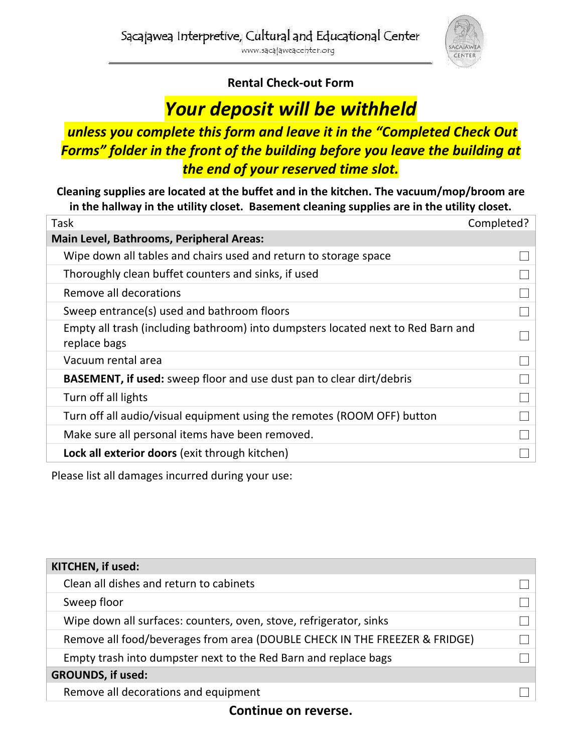Sacajawea Interpretive, Cultural and Educational Center

www.sacajaweacenter.org

**Rental Check-out Form**

# ***Your deposit will be withheld***

***unless you complete this form and leave it in the "Completed Check Out Forms" folder in the front of the building before you leave the building at the end of your reserved time slot.***

**Cleaning supplies are located at the buffet and in the kitchen. The vacuum/mop/broom are in the hallway in the utility closet. Basement cleaning supplies are in the utility closet.**

| Task | Completed? |
|---|---|
| **Main Level, Bathrooms, Peripheral Areas:** | |
| Wipe down all tables and chairs used and return to storage space | ☐ |
| Thoroughly clean buffet counters and sinks, if used | ☐ |
| Remove all decorations | ☐ |
| Sweep entrance(s) used and bathroom floors | ☐ |
| Empty all trash (including bathroom) into dumpsters located next to Red Barn and replace bags | ☐ |
| Vacuum rental area | ☐ |
| **BASEMENT, if used:** sweep floor and use dust pan to clear dirt/debris | ☐ |
| Turn off all lights | ☐ |
| Turn off all audio/visual equipment using the remotes (ROOM OFF) button | ☐ |
| Make sure all personal items have been removed. | ☐ |
| **Lock all exterior doors** (exit through kitchen) | ☐ |

Please list all damages incurred during your use:

| **KITCHEN, if used:** | |
|---|---|
| Clean all dishes and return to cabinets | ☐ |
| Sweep floor | ☐ |
| Wipe down all surfaces: counters, oven, stove, refrigerator, sinks | ☐ |
| Remove all food/beverages from area (DOUBLE CHECK IN THE FREEZER & FRIDGE) | ☐ |
| Empty trash into dumpster next to the Red Barn and replace bags | ☐ |
| **GROUNDS, if used:** | |
| Remove all decorations and equipment | ☐ |

**Continue on reverse.**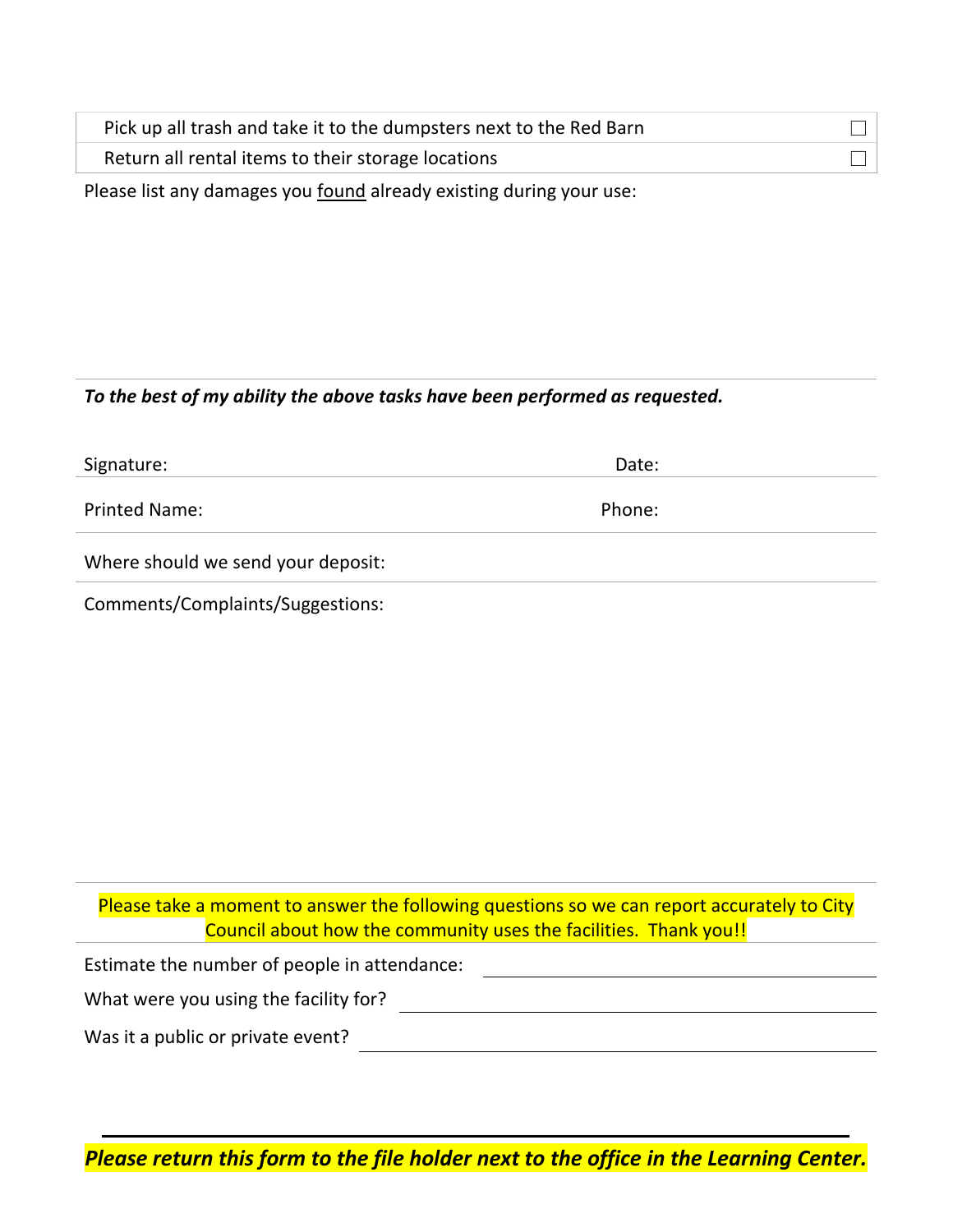| | |
|---|---|
| Pick up all trash and take it to the dumpsters next to the Red Barn | ☐ |
| Return all rental items to their storage locations | ☐ |

Please list any damages you <u>found</u> already existing during your use:

***To the best of my ability the above tasks have been performed as requested.***

Signature: Date:

Printed Name: Phone:

Where should we send your deposit:

Comments/Complaints/Suggestions:

Please take a moment to answer the following questions so we can report accurately to City Council about how the community uses the facilities. Thank you!!

Estimate the number of people in attendance: ______________________

What were you using the facility for? ______________________

Was it a public or private event? ______________________

***Please return this form to the file holder next to the office in the Learning Center.***